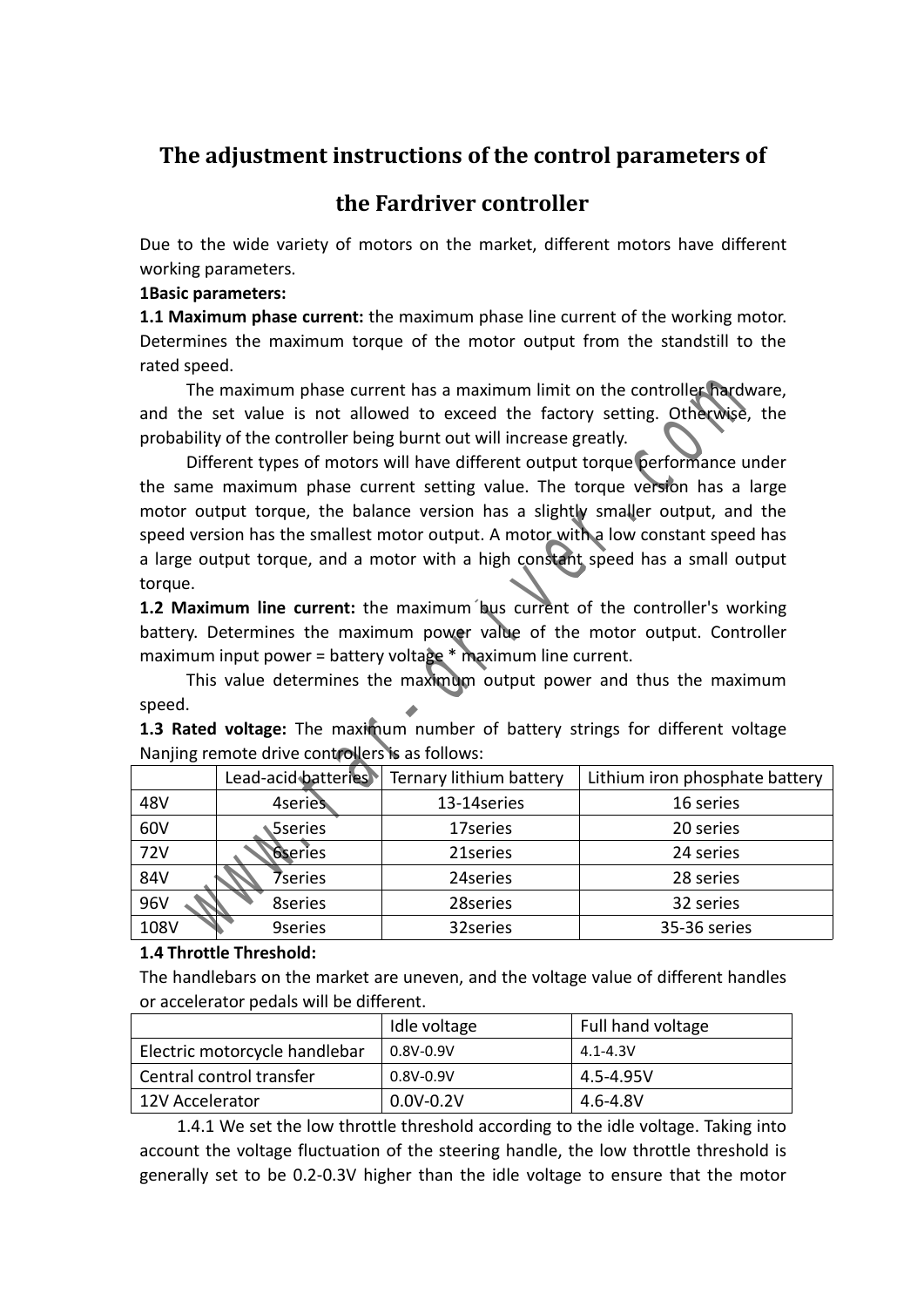# The adjustment instructions of the control parameters of the Fardriver controller

Due to the wide variety of motors on the market, different motors have different working parameters.

**1Basic parameters:**

**1.1 Maximum phase current:** the maximum phase line current of the working motor. Determines the maximum torque of the motor output from the standstill to the rated speed.

The maximum phase current has a maximum limit on the controller hardware, and the set value is not allowed to exceed the factory setting. Otherwise, the probability of the controller being burnt out will increase greatly.

Different types of motors will have different output torque performance under the same maximum phase current setting value. The torque version has a large motor output torque, the balance version has a slightly smaller output, and the speed version has the smallest motor output. A motor with a low constant speed has a large output torque, and a motor with a high constant speed has a small output torque.

**1.2 Maximum line current:** the maximum bus current of the controller's working battery. Determines the maximum power value of the motor output. Controller maximum input power = battery voltage * maximum line current.

This value determines the maximum output power and thus the maximum speed.

**1.3 Rated voltage:** The maximum number of battery strings for different voltage Nanjing remote drive controllers is as follows:

| | Lead-acid batteries | Ternary lithium battery | Lithium iron phosphate battery |
|---|---|---|---|
| 48V | 4series | 13-14series | 16 series |
| 60V | 5series | 17series | 20 series |
| 72V | 6series | 21series | 24 series |
| 84V | 7series | 24series | 28 series |
| 96V | 8series | 28series | 32 series |
| 108V | 9series | 32series | 35-36 series |

**1.4 Throttle Threshold:**

The handlebars on the market are uneven, and the voltage value of different handles or accelerator pedals will be different.

| | Idle voltage | Full hand voltage |
|---|---|---|
| Electric motorcycle handlebar | 0.8V-0.9V | 4.1-4.3V |
| Central control transfer | 0.8V-0.9V | 4.5-4.95V |
| 12V Accelerator | 0.0V-0.2V | 4.6-4.8V |

1.4.1 We set the low throttle threshold according to the idle voltage. Taking into account the voltage fluctuation of the steering handle, the low throttle threshold is generally set to be 0.2-0.3V higher than the idle voltage to ensure that the motor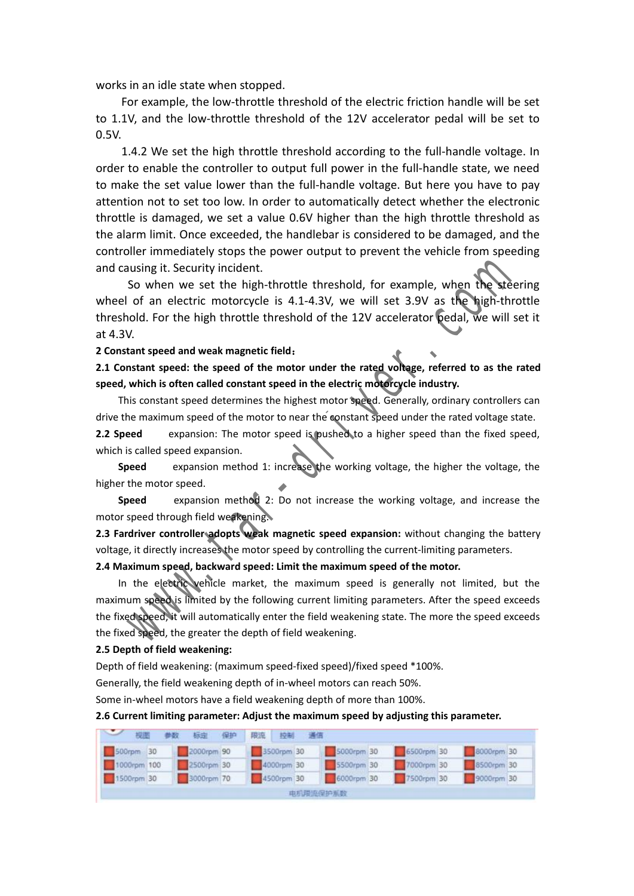works in an idle state when stopped.

For example, the low-throttle threshold of the electric friction handle will be set to 1.1V, and the low-throttle threshold of the 12V accelerator pedal will be set to 0.5V.

1.4.2 We set the high throttle threshold according to the full-handle voltage. In order to enable the controller to output full power in the full-handle state, we need to make the set value lower than the full-handle voltage. But here you have to pay attention not to set too low. In order to automatically detect whether the electronic throttle is damaged, we set a value 0.6V higher than the high throttle threshold as the alarm limit. Once exceeded, the handlebar is considered to be damaged, and the controller immediately stops the power output to prevent the vehicle from speeding and causing it. Security incident.

So when we set the high-throttle threshold, for example, when the steering wheel of an electric motorcycle is 4.1-4.3V, we will set 3.9V as the high-throttle threshold. For the high throttle threshold of the 12V accelerator pedal, we will set it at 4.3V.

**2 Constant speed and weak magnetic field：**

**2.1 Constant speed: the speed of the motor under the rated voltage, referred to as the rated speed, which is often called constant speed in the electric motorcycle industry.**

This constant speed determines the highest motor speed. Generally, ordinary controllers can drive the maximum speed of the motor to near the constant speed under the rated voltage state.

**2.2 Speed** expansion: The motor speed is pushed to a higher speed than the fixed speed, which is called speed expansion.

**Speed** expansion method 1: increase the working voltage, the higher the voltage, the higher the motor speed.

**Speed** expansion method 2: Do not increase the working voltage, and increase the motor speed through field weakening.

**2.3 Fardriver controller adopts weak magnetic speed expansion:** without changing the battery voltage, it directly increases the motor speed by controlling the current-limiting parameters.

**2.4 Maximum speed, backward speed: Limit the maximum speed of the motor.**

In the electric vehicle market, the maximum speed is generally not limited, but the maximum speed is limited by the following current limiting parameters. After the speed exceeds the fixed speed, it will automatically enter the field weakening state. The more the speed exceeds the fixed speed, the greater the depth of field weakening.

**2.5 Depth of field weakening:**

Depth of field weakening: (maximum speed-fixed speed)/fixed speed *100%.

Generally, the field weakening depth of in-wheel motors can reach 50%.

Some in-wheel motors have a field weakening depth of more than 100%.

**2.6 Current limiting parameter: Adjust the maximum speed by adjusting this parameter.**

视图 参数 标定 保护 限流 控制 通信

| rpm | % | rpm | % | rpm | % | rpm | % | rpm | % | rpm | % |
|---|---|---|---|---|---|---|---|---|---|---|---|
| 500rpm | 30 | 2000rpm | 90 | 3500rpm | 30 | 5000rpm | 30 | 6500rpm | 30 | 8000rpm | 30 |
| 1000rpm | 100 | 2500rpm | 30 | 4000rpm | 30 | 5500rpm | 30 | 7000rpm | 30 | 8500rpm | 30 |
| 1500rpm | 30 | 3000rpm | 70 | 4500rpm | 30 | 6000rpm | 30 | 7500rpm | 30 | 9000rpm | 30 |

电机限流保护系数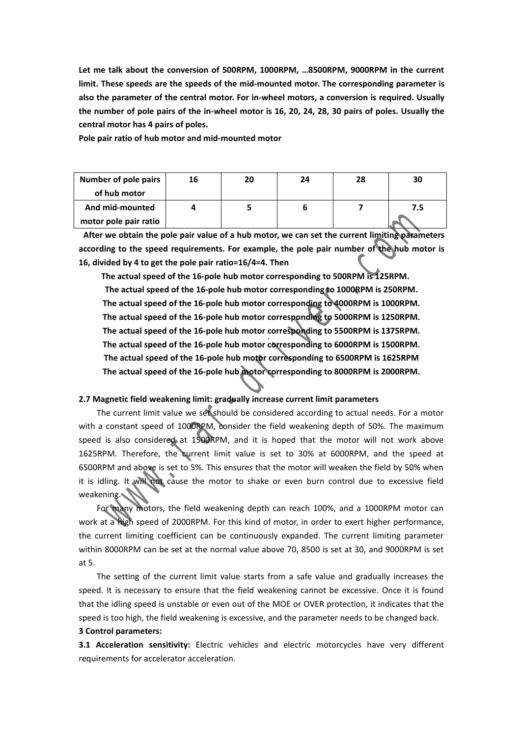**Let me talk about the conversion of 500RPM, 1000RPM, …8500RPM, 9000RPM in the current limit. These speeds are the speeds of the mid-mounted motor. The corresponding parameter is also the parameter of the central motor. For in-wheel motors, a conversion is required. Usually the number of pole pairs of the in-wheel motor is 16, 20, 24, 28, 30 pairs of poles. Usually the central motor has 4 pairs of poles.**

**Pole pair ratio of hub motor and mid-mounted motor**

| **Number of pole pairs of hub motor** | **16** | **20** | **24** | **28** | **30** |
|---|---|---|---|---|---|
| **And mid-mounted motor pole pair ratio** | **4** | **5** | **6** | **7** | **7.5** |

**After we obtain the pole pair value of a hub motor, we can set the current limiting parameters according to the speed requirements. For example, the pole pair number of the hub motor is 16, divided by 4 to get the pole pair ratio=16/4=4. Then**

**The actual speed of the 16-pole hub motor corresponding to 500RPM is 125RPM.**

**The actual speed of the 16-pole hub motor corresponding to 1000RPM is 250RPM.**

**The actual speed of the 16-pole hub motor corresponding to 4000RPM is 1000RPM.**

**The actual speed of the 16-pole hub motor corresponding to 5000RPM is 1250RPM.**

**The actual speed of the 16-pole hub motor corresponding to 5500RPM is 1375RPM.**

**The actual speed of the 16-pole hub motor corresponding to 6000RPM is 1500RPM.**

**The actual speed of the 16-pole hub motor corresponding to 6500RPM is 1625RPM**

**The actual speed of the 16-pole hub motor corresponding to 8000RPM is 2000RPM.**

### 2.7 Magnetic field weakening limit: gradually increase current limit parameters

The current limit value we set should be considered according to actual needs. For a motor with a constant speed of 1000RPM, consider the field weakening depth of 50%. The maximum speed is also considered at 1500RPM, and it is hoped that the motor will not work above 1625RPM. Therefore, the current limit value is set to 30% at 6000RPM, and the speed at 6500RPM and above is set to 5%. This ensures that the motor will weaken the field by 50% when it is idling. It will not cause the motor to shake or even burn control due to excessive field weakening.

For many motors, the field weakening depth can reach 100%, and a 1000RPM motor can work at a high speed of 2000RPM. For this kind of motor, in order to exert higher performance, the current limiting coefficient can be continuously expanded. The current limiting parameter within 8000RPM can be set at the normal value above 70, 8500 is set at 30, and 9000RPM is set at 5.

The setting of the current limit value starts from a safe value and gradually increases the speed. It is necessary to ensure that the field weakening cannot be excessive. Once it is found that the idling speed is unstable or even out of the MOE or OVER protection, it indicates that the speed is too high, the field weakening is excessive, and the parameter needs to be changed back.

## 3 Control parameters:

**3.1 Acceleration sensitivity:** Electric vehicles and electric motorcycles have very different requirements for accelerator acceleration.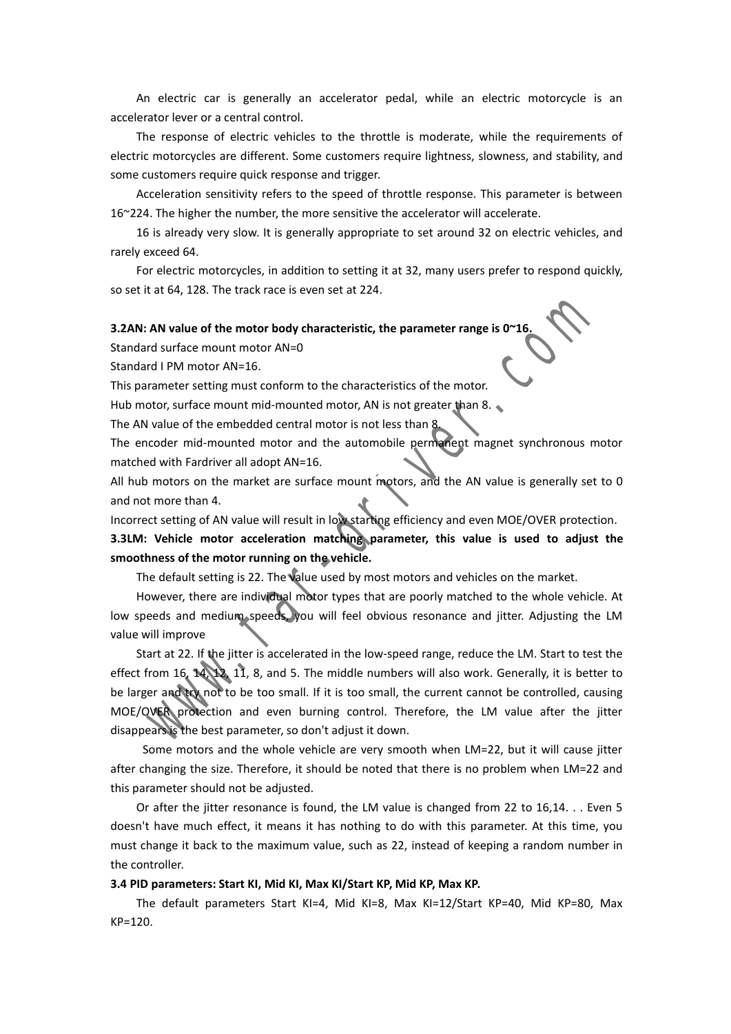An electric car is generally an accelerator pedal, while an electric motorcycle is an accelerator lever or a central control.

The response of electric vehicles to the throttle is moderate, while the requirements of electric motorcycles are different. Some customers require lightness, slowness, and stability, and some customers require quick response and trigger.

Acceleration sensitivity refers to the speed of throttle response. This parameter is between 16~224. The higher the number, the more sensitive the accelerator will accelerate.

16 is already very slow. It is generally appropriate to set around 32 on electric vehicles, and rarely exceed 64.

For electric motorcycles, in addition to setting it at 32, many users prefer to respond quickly, so set it at 64, 128. The track race is even set at 224.

**3.2AN: AN value of the motor body characteristic, the parameter range is 0~16.**

Standard surface mount motor AN=0

Standard I PM motor AN=16.

This parameter setting must conform to the characteristics of the motor.

Hub motor, surface mount mid-mounted motor, AN is not greater than 8.

The AN value of the embedded central motor is not less than 8.

The encoder mid-mounted motor and the automobile permanent magnet synchronous motor matched with Fardriver all adopt AN=16.

All hub motors on the market are surface mount motors, and the AN value is generally set to 0 and not more than 4.

Incorrect setting of AN value will result in low starting efficiency and even MOE/OVER protection.

**3.3LM: Vehicle motor acceleration matching parameter, this value is used to adjust the smoothness of the motor running on the vehicle.**

The default setting is 22. The value used by most motors and vehicles on the market.

However, there are individual motor types that are poorly matched to the whole vehicle. At low speeds and medium speeds, you will feel obvious resonance and jitter. Adjusting the LM value will improve

Start at 22. If the jitter is accelerated in the low-speed range, reduce the LM. Start to test the effect from 16, 14, 12, 11, 8, and 5. The middle numbers will also work. Generally, it is better to be larger and try not to be too small. If it is too small, the current cannot be controlled, causing MOE/OVER protection and even burning control. Therefore, the LM value after the jitter disappears is the best parameter, so don't adjust it down.

Some motors and the whole vehicle are very smooth when LM=22, but it will cause jitter after changing the size. Therefore, it should be noted that there is no problem when LM=22 and this parameter should not be adjusted.

Or after the jitter resonance is found, the LM value is changed from 22 to 16,14. . . Even 5 doesn't have much effect, it means it has nothing to do with this parameter. At this time, you must change it back to the maximum value, such as 22, instead of keeping a random number in the controller.

**3.4 PID parameters: Start KI, Mid KI, Max KI/Start KP, Mid KP, Max KP.**

The default parameters Start KI=4, Mid KI=8, Max KI=12/Start KP=40, Mid KP=80, Max KP=120.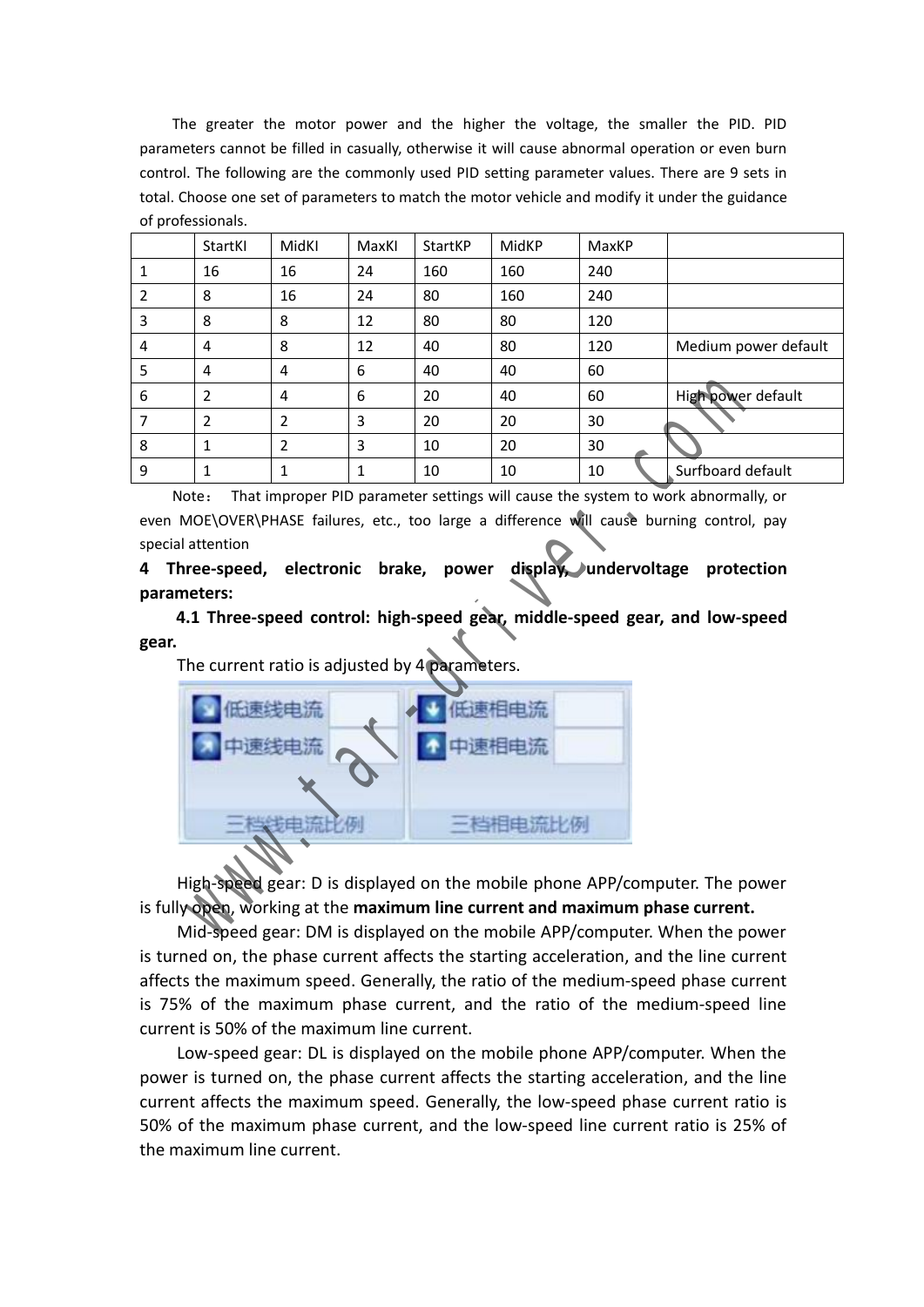The greater the motor power and the higher the voltage, the smaller the PID. PID parameters cannot be filled in casually, otherwise it will cause abnormal operation or even burn control. The following are the commonly used PID setting parameter values. There are 9 sets in total. Choose one set of parameters to match the motor vehicle and modify it under the guidance of professionals.

| | StartKI | MidKI | MaxKI | StartKP | MidKP | MaxKP | |
|---|---|---|---|---|---|---|---|
| 1 | 16 | 16 | 24 | 160 | 160 | 240 | |
| 2 | 8 | 16 | 24 | 80 | 160 | 240 | |
| 3 | 8 | 8 | 12 | 80 | 80 | 120 | |
| 4 | 4 | 8 | 12 | 40 | 80 | 120 | Medium power default |
| 5 | 4 | 4 | 6 | 40 | 40 | 60 | |
| 6 | 2 | 4 | 6 | 20 | 40 | 60 | High power default |
| 7 | 2 | 2 | 3 | 20 | 20 | 30 | |
| 8 | 1 | 2 | 3 | 10 | 20 | 30 | |
| 9 | 1 | 1 | 1 | 10 | 10 | 10 | Surfboard default |

Note： That improper PID parameter settings will cause the system to work abnormally, or even MOE\OVER\PHASE failures, etc., too large a difference will cause burning control, pay special attention

**4 Three-speed, electronic brake, power display, undervoltage protection parameters:**

**4.1 Three-speed control: high-speed gear, middle-speed gear, and low-speed gear.**

The current ratio is adjusted by 4 parameters.

| 低速线电流 | | 低速相电流 | |
|---|---|---|---|
| 中速线电流 | | 中速相电流 | |
| 三档线电流比例 | | 三档相电流比例 | |

High-speed gear: D is displayed on the mobile phone APP/computer. The power is fully open, working at the **maximum line current and maximum phase current.**

Mid-speed gear: DM is displayed on the mobile APP/computer. When the power is turned on, the phase current affects the starting acceleration, and the line current affects the maximum speed. Generally, the ratio of the medium-speed phase current is 75% of the maximum phase current, and the ratio of the medium-speed line current is 50% of the maximum line current.

Low-speed gear: DL is displayed on the mobile phone APP/computer. When the power is turned on, the phase current affects the starting acceleration, and the line current affects the maximum speed. Generally, the low-speed phase current ratio is 50% of the maximum phase current, and the low-speed line current ratio is 25% of the maximum line current.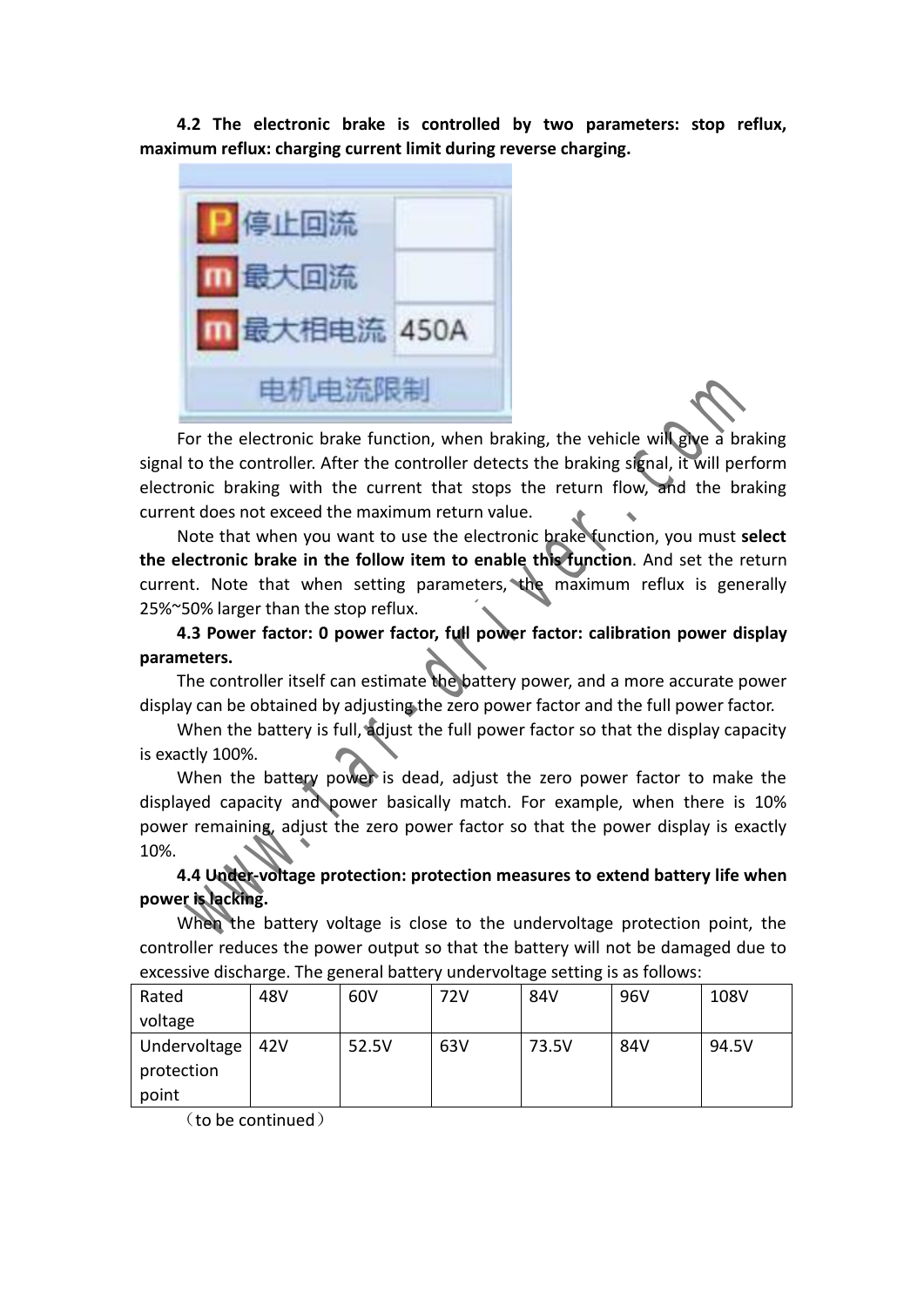**4.2 The electronic brake is controlled by two parameters: stop reflux, maximum reflux: charging current limit during reverse charging.**

停止回流

最大回流

最大相电流 450A

电机电流限制

For the electronic brake function, when braking, the vehicle will give a braking signal to the controller. After the controller detects the braking signal, it will perform electronic braking with the current that stops the return flow, and the braking current does not exceed the maximum return value.

Note that when you want to use the electronic brake function, you must **select the electronic brake in the follow item to enable this function**. And set the return current. Note that when setting parameters, the maximum reflux is generally 25%~50% larger than the stop reflux.

**4.3 Power factor: 0 power factor, full power factor: calibration power display parameters.**

The controller itself can estimate the battery power, and a more accurate power display can be obtained by adjusting the zero power factor and the full power factor.

When the battery is full, adjust the full power factor so that the display capacity is exactly 100%.

When the battery power is dead, adjust the zero power factor to make the displayed capacity and power basically match. For example, when there is 10% power remaining, adjust the zero power factor so that the power display is exactly 10%.

**4.4 Under-voltage protection: protection measures to extend battery life when power is lacking.**

When the battery voltage is close to the undervoltage protection point, the controller reduces the power output so that the battery will not be damaged due to excessive discharge. The general battery undervoltage setting is as follows:

| | | | | | | |
|---|---|---|---|---|---|---|
| Rated voltage | 48V | 60V | 72V | 84V | 96V | 108V |
| Undervoltage protection point | 42V | 52.5V | 63V | 73.5V | 84V | 94.5V |

（to be continued）